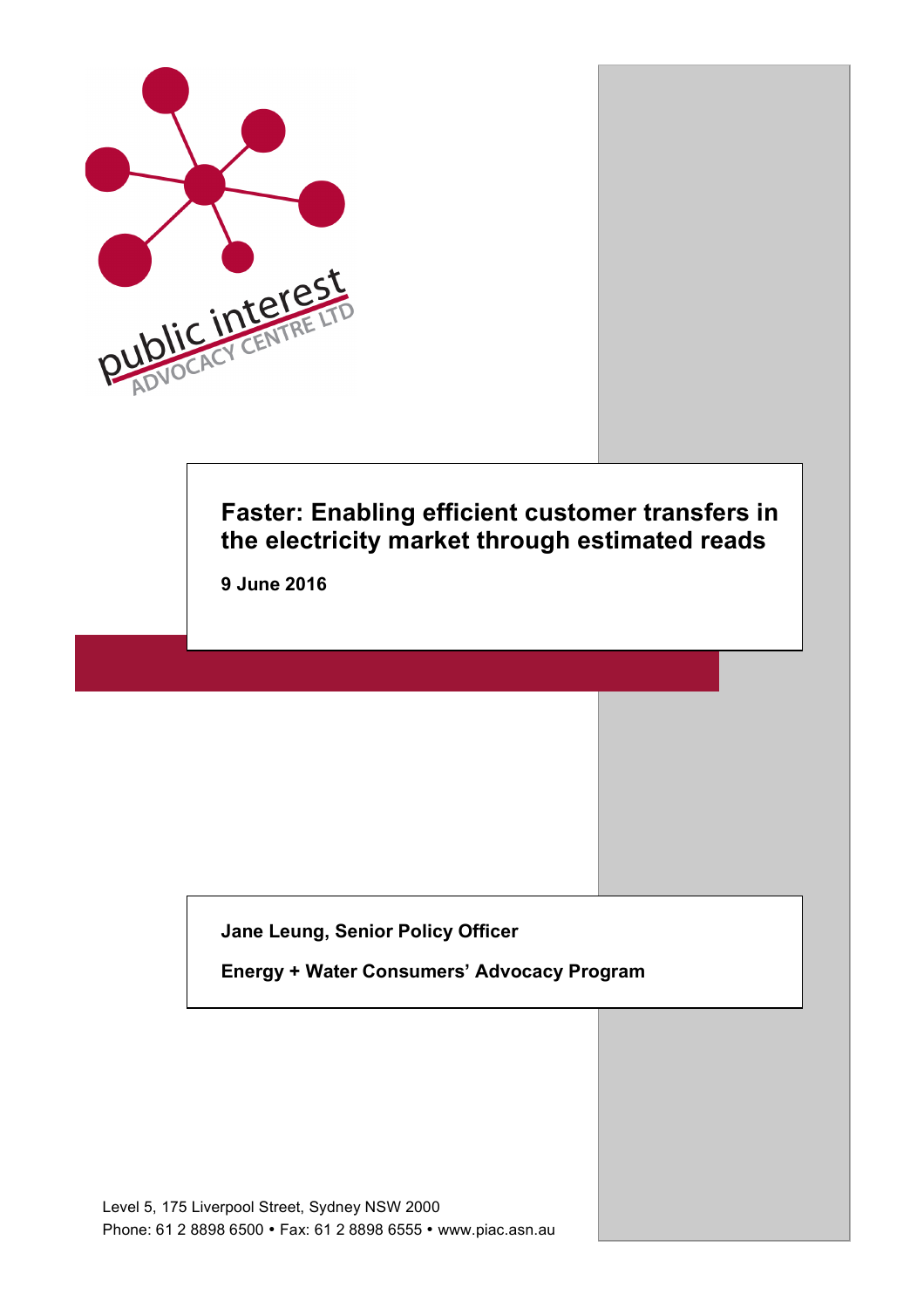public interest ADVOCACY CENTRE LTD

# Faster: Enabling efficient customer transfers in the electricity market through estimated reads

**9 June 2016**

**Jane Leung, Senior Policy Officer**

**Energy + Water Consumers' Advocacy Program**

Level 5, 175 Liverpool Street, Sydney NSW 2000
Phone: 61 2 8898 6500 • Fax: 61 2 8898 6555 • www.piac.asn.au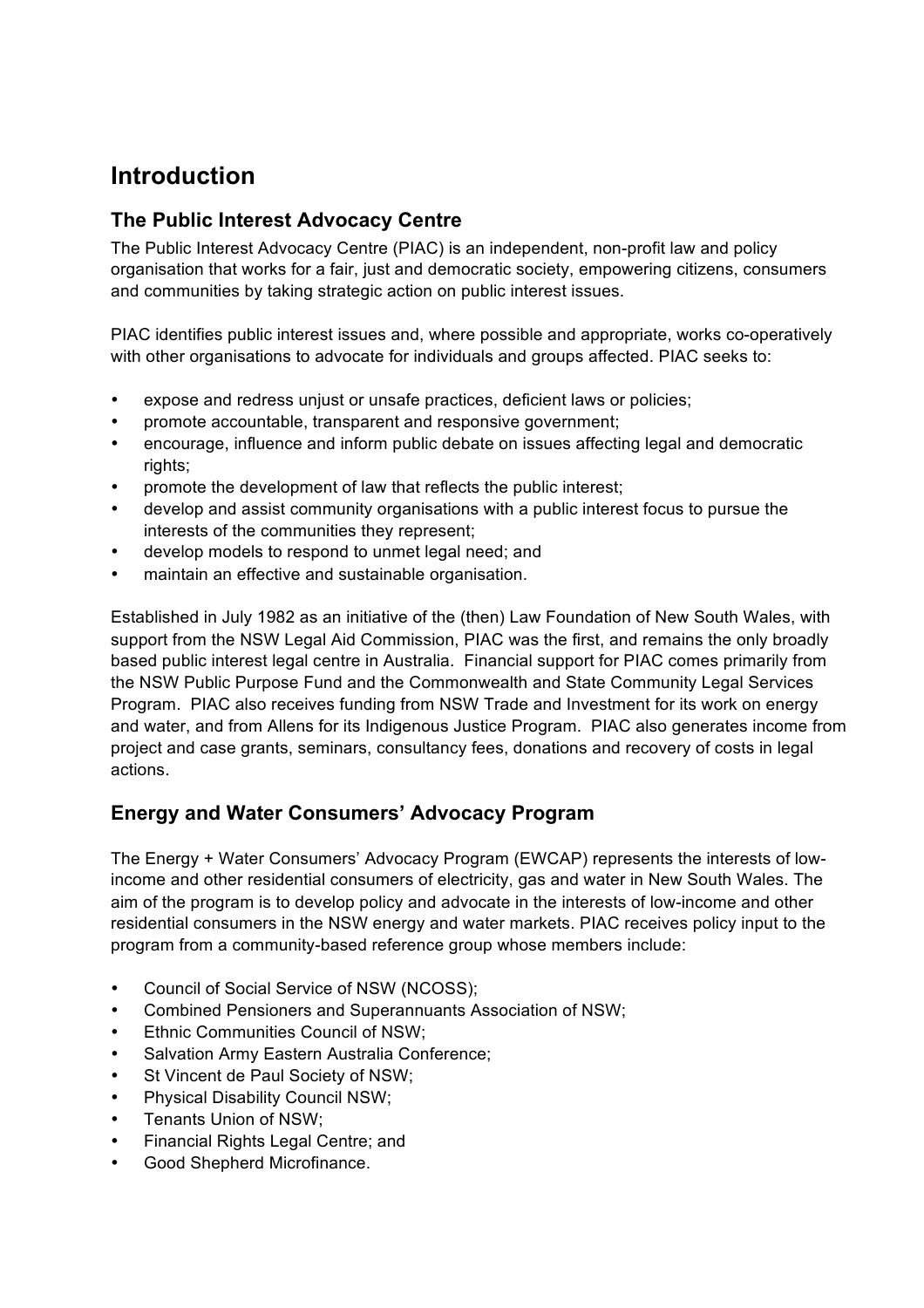# Introduction

## The Public Interest Advocacy Centre

The Public Interest Advocacy Centre (PIAC) is an independent, non-profit law and policy organisation that works for a fair, just and democratic society, empowering citizens, consumers and communities by taking strategic action on public interest issues.

PIAC identifies public interest issues and, where possible and appropriate, works co-operatively with other organisations to advocate for individuals and groups affected. PIAC seeks to:

- expose and redress unjust or unsafe practices, deficient laws or policies;
- promote accountable, transparent and responsive government;
- encourage, influence and inform public debate on issues affecting legal and democratic rights;
- promote the development of law that reflects the public interest;
- develop and assist community organisations with a public interest focus to pursue the interests of the communities they represent;
- develop models to respond to unmet legal need; and
- maintain an effective and sustainable organisation.

Established in July 1982 as an initiative of the (then) Law Foundation of New South Wales, with support from the NSW Legal Aid Commission, PIAC was the first, and remains the only broadly based public interest legal centre in Australia. Financial support for PIAC comes primarily from the NSW Public Purpose Fund and the Commonwealth and State Community Legal Services Program. PIAC also receives funding from NSW Trade and Investment for its work on energy and water, and from Allens for its Indigenous Justice Program. PIAC also generates income from project and case grants, seminars, consultancy fees, donations and recovery of costs in legal actions.

## Energy and Water Consumers' Advocacy Program

The Energy + Water Consumers' Advocacy Program (EWCAP) represents the interests of low-income and other residential consumers of electricity, gas and water in New South Wales. The aim of the program is to develop policy and advocate in the interests of low-income and other residential consumers in the NSW energy and water markets. PIAC receives policy input to the program from a community-based reference group whose members include:

- Council of Social Service of NSW (NCOSS);
- Combined Pensioners and Superannuants Association of NSW;
- Ethnic Communities Council of NSW;
- Salvation Army Eastern Australia Conference;
- St Vincent de Paul Society of NSW;
- Physical Disability Council NSW;
- Tenants Union of NSW;
- Financial Rights Legal Centre; and
- Good Shepherd Microfinance.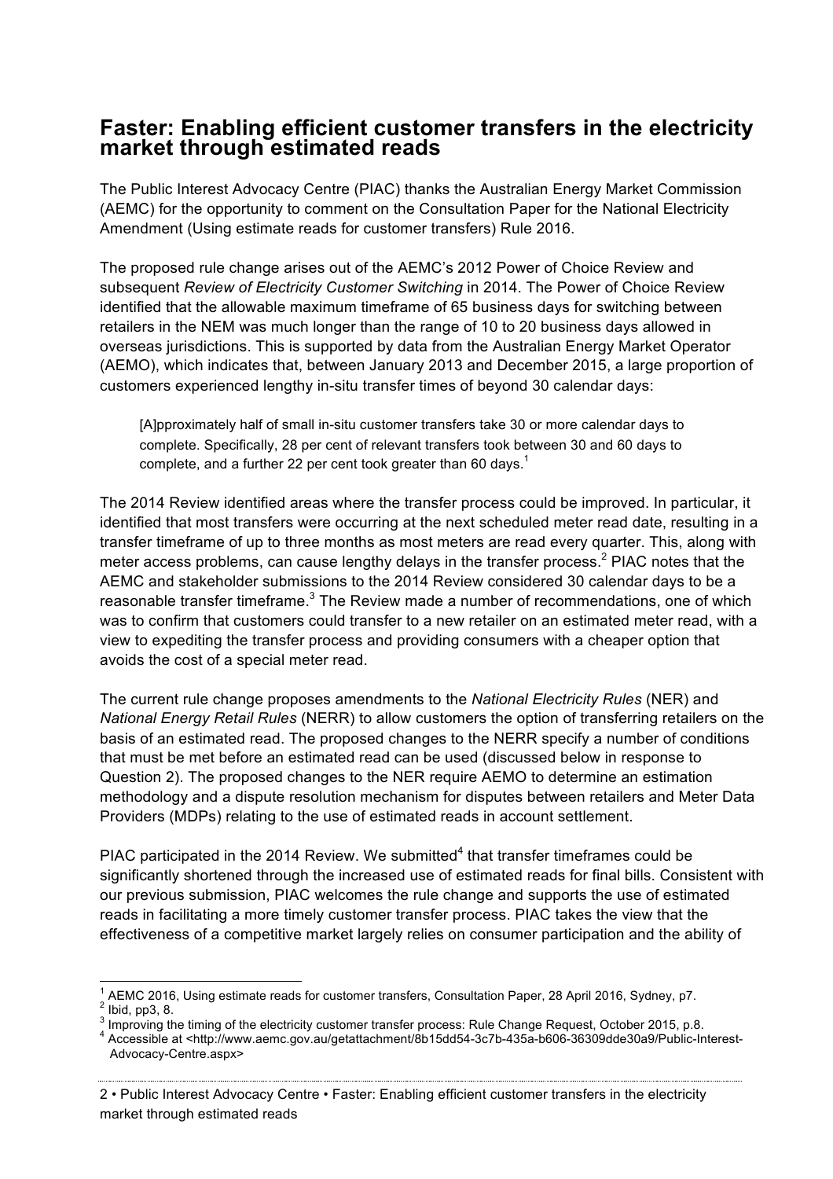## Faster: Enabling efficient customer transfers in the electricity market through estimated reads

The Public Interest Advocacy Centre (PIAC) thanks the Australian Energy Market Commission (AEMC) for the opportunity to comment on the Consultation Paper for the National Electricity Amendment (Using estimate reads for customer transfers) Rule 2016.

The proposed rule change arises out of the AEMC's 2012 Power of Choice Review and subsequent *Review of Electricity Customer Switching* in 2014. The Power of Choice Review identified that the allowable maximum timeframe of 65 business days for switching between retailers in the NEM was much longer than the range of 10 to 20 business days allowed in overseas jurisdictions. This is supported by data from the Australian Energy Market Operator (AEMO), which indicates that, between January 2013 and December 2015, a large proportion of customers experienced lengthy in-situ transfer times of beyond 30 calendar days:

> [A]pproximately half of small in-situ customer transfers take 30 or more calendar days to complete. Specifically, 28 per cent of relevant transfers took between 30 and 60 days to complete, and a further 22 per cent took greater than 60 days.[1]

The 2014 Review identified areas where the transfer process could be improved. In particular, it identified that most transfers were occurring at the next scheduled meter read date, resulting in a transfer timeframe of up to three months as most meters are read every quarter. This, along with meter access problems, can cause lengthy delays in the transfer process.[2] PIAC notes that the AEMC and stakeholder submissions to the 2014 Review considered 30 calendar days to be a reasonable transfer timeframe.[3] The Review made a number of recommendations, one of which was to confirm that customers could transfer to a new retailer on an estimated meter read, with a view to expediting the transfer process and providing consumers with a cheaper option that avoids the cost of a special meter read.

The current rule change proposes amendments to the *National Electricity Rules* (NER) and *National Energy Retail Rules* (NERR) to allow customers the option of transferring retailers on the basis of an estimated read. The proposed changes to the NERR specify a number of conditions that must be met before an estimated read can be used (discussed below in response to Question 2). The proposed changes to the NER require AEMO to determine an estimation methodology and a dispute resolution mechanism for disputes between retailers and Meter Data Providers (MDPs) relating to the use of estimated reads in account settlement.

PIAC participated in the 2014 Review. We submitted[4] that transfer timeframes could be significantly shortened through the increased use of estimated reads for final bills. Consistent with our previous submission, PIAC welcomes the rule change and supports the use of estimated reads in facilitating a more timely customer transfer process. PIAC takes the view that the effectiveness of a competitive market largely relies on consumer participation and the ability of

---

[1] AEMC 2016, Using estimate reads for customer transfers, Consultation Paper, 28 April 2016, Sydney, p7.

[2] Ibid, pp3, 8.

[3] Improving the timing of the electricity customer transfer process: Rule Change Request, October 2015, p.8.

[4] Accessible at <http://www.aemc.gov.au/getattachment/8b15dd54-3c7b-435a-b606-36309dde30a9/Public-Interest-Advocacy-Centre.aspx>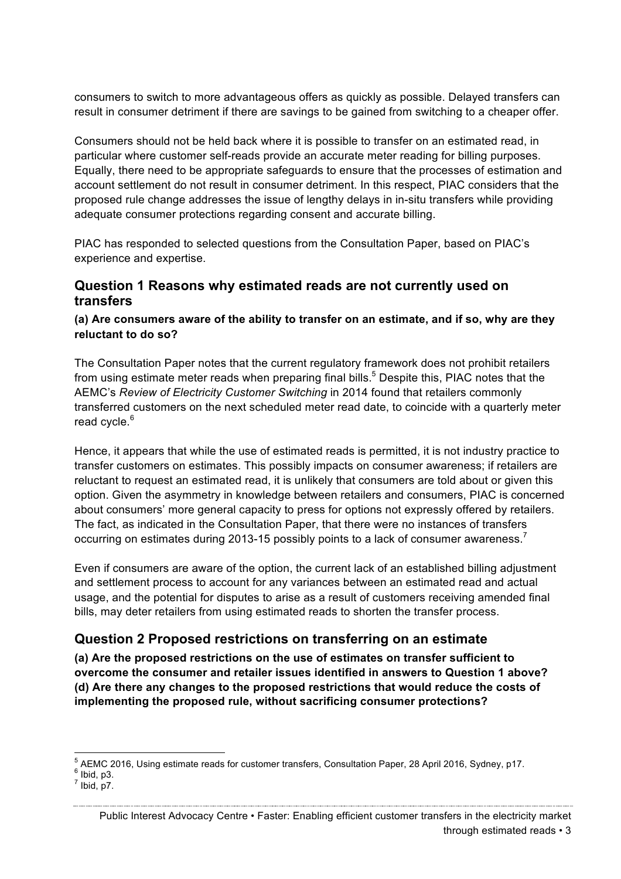consumers to switch to more advantageous offers as quickly as possible. Delayed transfers can result in consumer detriment if there are savings to be gained from switching to a cheaper offer.

Consumers should not be held back where it is possible to transfer on an estimated read, in particular where customer self-reads provide an accurate meter reading for billing purposes. Equally, there need to be appropriate safeguards to ensure that the processes of estimation and account settlement do not result in consumer detriment. In this respect, PIAC considers that the proposed rule change addresses the issue of lengthy delays in in-situ transfers while providing adequate consumer protections regarding consent and accurate billing.

PIAC has responded to selected questions from the Consultation Paper, based on PIAC's experience and expertise.

## Question 1 Reasons why estimated reads are not currently used on transfers

**(a) Are consumers aware of the ability to transfer on an estimate, and if so, why are they reluctant to do so?**

The Consultation Paper notes that the current regulatory framework does not prohibit retailers from using estimate meter reads when preparing final bills.[5] Despite this, PIAC notes that the AEMC's *Review of Electricity Customer Switching* in 2014 found that retailers commonly transferred customers on the next scheduled meter read date, to coincide with a quarterly meter read cycle.[6]

Hence, it appears that while the use of estimated reads is permitted, it is not industry practice to transfer customers on estimates. This possibly impacts on consumer awareness; if retailers are reluctant to request an estimated read, it is unlikely that consumers are told about or given this option. Given the asymmetry in knowledge between retailers and consumers, PIAC is concerned about consumers' more general capacity to press for options not expressly offered by retailers. The fact, as indicated in the Consultation Paper, that there were no instances of transfers occurring on estimates during 2013-15 possibly points to a lack of consumer awareness.[7]

Even if consumers are aware of the option, the current lack of an established billing adjustment and settlement process to account for any variances between an estimated read and actual usage, and the potential for disputes to arise as a result of customers receiving amended final bills, may deter retailers from using estimated reads to shorten the transfer process.

## Question 2 Proposed restrictions on transferring on an estimate

**(a) Are the proposed restrictions on the use of estimates on transfer sufficient to overcome the consumer and retailer issues identified in answers to Question 1 above?**
**(d) Are there any changes to the proposed restrictions that would reduce the costs of implementing the proposed rule, without sacrificing consumer protections?**

---

[5] AEMC 2016, Using estimate reads for customer transfers, Consultation Paper, 28 April 2016, Sydney, p17.
[6] Ibid, p3.
[7] Ibid, p7.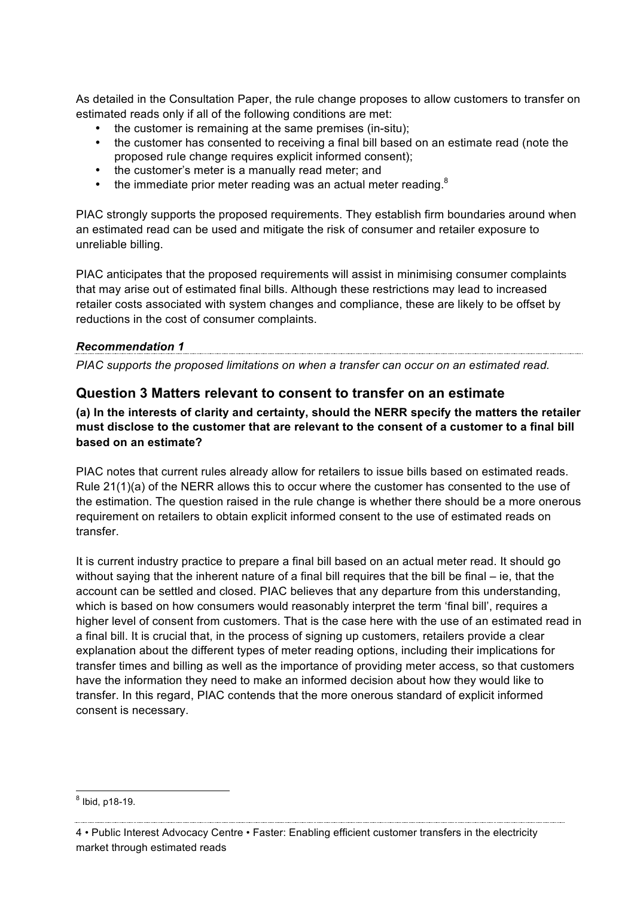As detailed in the Consultation Paper, the rule change proposes to allow customers to transfer on estimated reads only if all of the following conditions are met:

- the customer is remaining at the same premises (in-situ);
- the customer has consented to receiving a final bill based on an estimate read (note the proposed rule change requires explicit informed consent);
- the customer's meter is a manually read meter; and
- the immediate prior meter reading was an actual meter reading.[8]

PIAC strongly supports the proposed requirements. They establish firm boundaries around when an estimated read can be used and mitigate the risk of consumer and retailer exposure to unreliable billing.

PIAC anticipates that the proposed requirements will assist in minimising consumer complaints that may arise out of estimated final bills. Although these restrictions may lead to increased retailer costs associated with system changes and compliance, these are likely to be offset by reductions in the cost of consumer complaints.

***Recommendation 1***

*PIAC supports the proposed limitations on when a transfer can occur on an estimated read.*

## Question 3 Matters relevant to consent to transfer on an estimate

**(a) In the interests of clarity and certainty, should the NERR specify the matters the retailer must disclose to the customer that are relevant to the consent of a customer to a final bill based on an estimate?**

PIAC notes that current rules already allow for retailers to issue bills based on estimated reads. Rule 21(1)(a) of the NERR allows this to occur where the customer has consented to the use of the estimation. The question raised in the rule change is whether there should be a more onerous requirement on retailers to obtain explicit informed consent to the use of estimated reads on transfer.

It is current industry practice to prepare a final bill based on an actual meter read. It should go without saying that the inherent nature of a final bill requires that the bill be final – ie, that the account can be settled and closed. PIAC believes that any departure from this understanding, which is based on how consumers would reasonably interpret the term 'final bill', requires a higher level of consent from customers. That is the case here with the use of an estimated read in a final bill. It is crucial that, in the process of signing up customers, retailers provide a clear explanation about the different types of meter reading options, including their implications for transfer times and billing as well as the importance of providing meter access, so that customers have the information they need to make an informed decision about how they would like to transfer. In this regard, PIAC contends that the more onerous standard of explicit informed consent is necessary.

---

[8] Ibid, p18-19.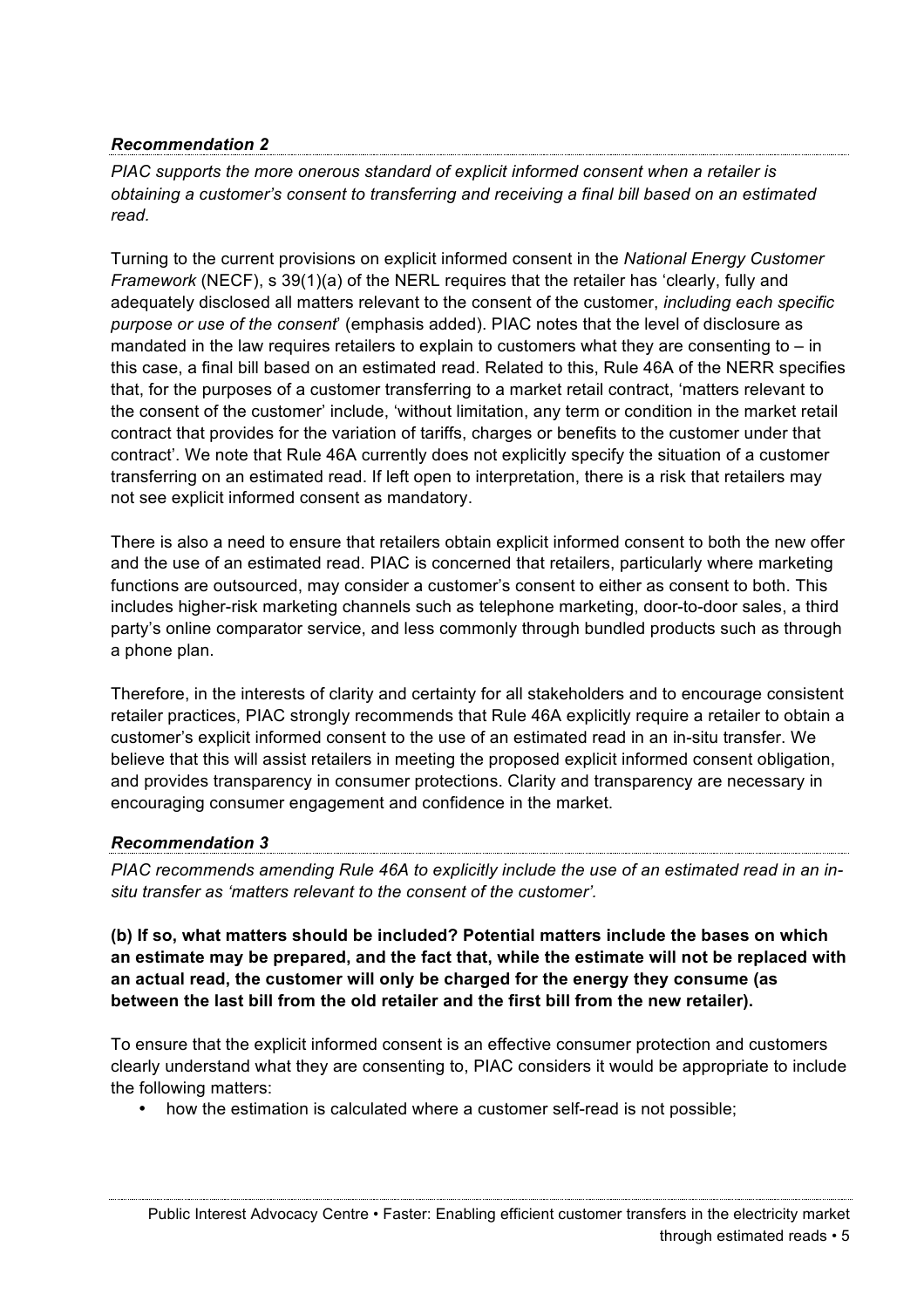***Recommendation 2***

*PIAC supports the more onerous standard of explicit informed consent when a retailer is obtaining a customer's consent to transferring and receiving a final bill based on an estimated read.*

Turning to the current provisions on explicit informed consent in the *National Energy Customer Framework* (NECF), s 39(1)(a) of the NERL requires that the retailer has 'clearly, fully and adequately disclosed all matters relevant to the consent of the customer, *including each specific purpose or use of the consent*' (emphasis added). PIAC notes that the level of disclosure as mandated in the law requires retailers to explain to customers what they are consenting to – in this case, a final bill based on an estimated read. Related to this, Rule 46A of the NERR specifies that, for the purposes of a customer transferring to a market retail contract, 'matters relevant to the consent of the customer' include, 'without limitation, any term or condition in the market retail contract that provides for the variation of tariffs, charges or benefits to the customer under that contract'. We note that Rule 46A currently does not explicitly specify the situation of a customer transferring on an estimated read. If left open to interpretation, there is a risk that retailers may not see explicit informed consent as mandatory.

There is also a need to ensure that retailers obtain explicit informed consent to both the new offer and the use of an estimated read. PIAC is concerned that retailers, particularly where marketing functions are outsourced, may consider a customer's consent to either as consent to both. This includes higher-risk marketing channels such as telephone marketing, door-to-door sales, a third party's online comparator service, and less commonly through bundled products such as through a phone plan.

Therefore, in the interests of clarity and certainty for all stakeholders and to encourage consistent retailer practices, PIAC strongly recommends that Rule 46A explicitly require a retailer to obtain a customer's explicit informed consent to the use of an estimated read in an in-situ transfer. We believe that this will assist retailers in meeting the proposed explicit informed consent obligation, and provides transparency in consumer protections. Clarity and transparency are necessary in encouraging consumer engagement and confidence in the market.

***Recommendation 3***

*PIAC recommends amending Rule 46A to explicitly include the use of an estimated read in an in-situ transfer as 'matters relevant to the consent of the customer'.*

**(b) If so, what matters should be included? Potential matters include the bases on which an estimate may be prepared, and the fact that, while the estimate will not be replaced with an actual read, the customer will only be charged for the energy they consume (as between the last bill from the old retailer and the first bill from the new retailer).**

To ensure that the explicit informed consent is an effective consumer protection and customers clearly understand what they are consenting to, PIAC considers it would be appropriate to include the following matters:

- how the estimation is calculated where a customer self-read is not possible;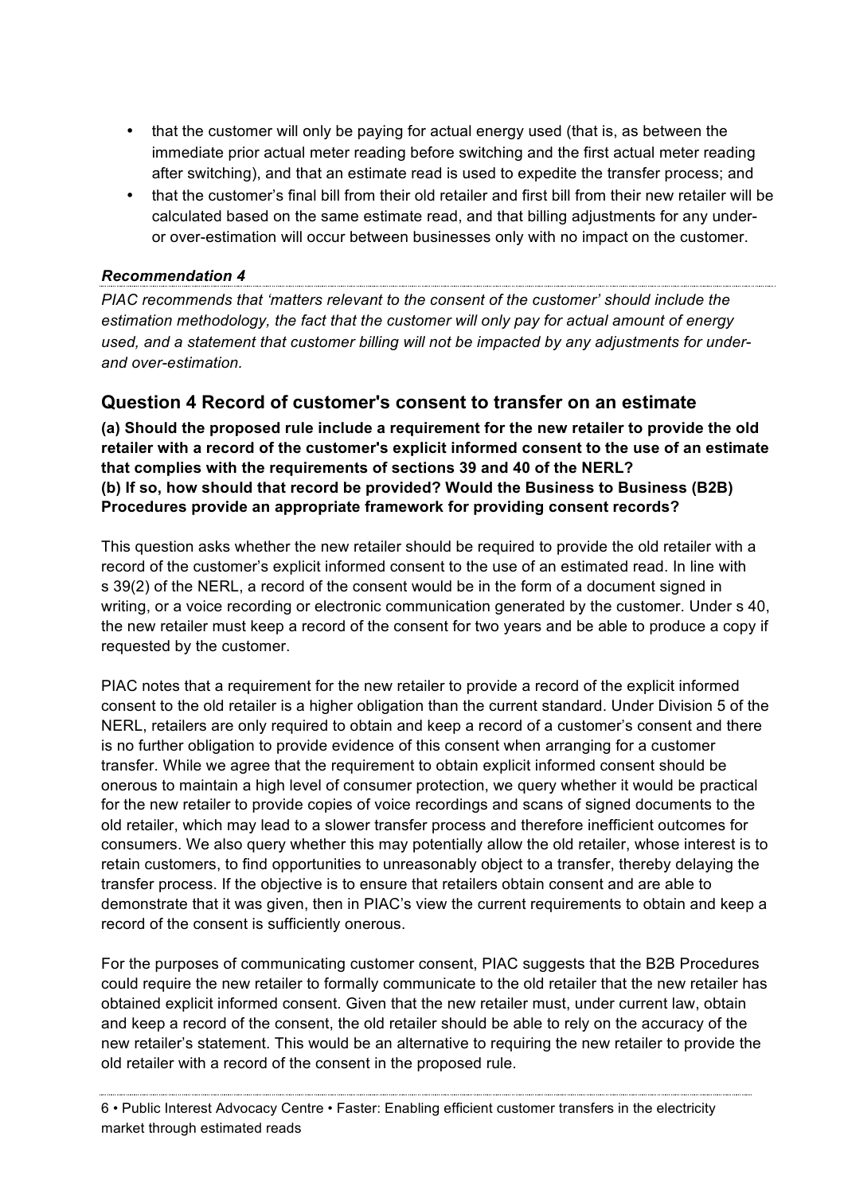- that the customer will only be paying for actual energy used (that is, as between the immediate prior actual meter reading before switching and the first actual meter reading after switching), and that an estimate read is used to expedite the transfer process; and
- that the customer's final bill from their old retailer and first bill from their new retailer will be calculated based on the same estimate read, and that billing adjustments for any under- or over-estimation will occur between businesses only with no impact on the customer.

***Recommendation 4***

*PIAC recommends that 'matters relevant to the consent of the customer' should include the estimation methodology, the fact that the customer will only pay for actual amount of energy used, and a statement that customer billing will not be impacted by any adjustments for under- and over-estimation.*

## Question 4 Record of customer's consent to transfer on an estimate

**(a) Should the proposed rule include a requirement for the new retailer to provide the old retailer with a record of the customer's explicit informed consent to the use of an estimate that complies with the requirements of sections 39 and 40 of the NERL?**
**(b) If so, how should that record be provided? Would the Business to Business (B2B) Procedures provide an appropriate framework for providing consent records?**

This question asks whether the new retailer should be required to provide the old retailer with a record of the customer's explicit informed consent to the use of an estimated read. In line with s 39(2) of the NERL, a record of the consent would be in the form of a document signed in writing, or a voice recording or electronic communication generated by the customer. Under s 40, the new retailer must keep a record of the consent for two years and be able to produce a copy if requested by the customer.

PIAC notes that a requirement for the new retailer to provide a record of the explicit informed consent to the old retailer is a higher obligation than the current standard. Under Division 5 of the NERL, retailers are only required to obtain and keep a record of a customer's consent and there is no further obligation to provide evidence of this consent when arranging for a customer transfer. While we agree that the requirement to obtain explicit informed consent should be onerous to maintain a high level of consumer protection, we query whether it would be practical for the new retailer to provide copies of voice recordings and scans of signed documents to the old retailer, which may lead to a slower transfer process and therefore inefficient outcomes for consumers. We also query whether this may potentially allow the old retailer, whose interest is to retain customers, to find opportunities to unreasonably object to a transfer, thereby delaying the transfer process. If the objective is to ensure that retailers obtain consent and are able to demonstrate that it was given, then in PIAC's view the current requirements to obtain and keep a record of the consent is sufficiently onerous.

For the purposes of communicating customer consent, PIAC suggests that the B2B Procedures could require the new retailer to formally communicate to the old retailer that the new retailer has obtained explicit informed consent. Given that the new retailer must, under current law, obtain and keep a record of the consent, the old retailer should be able to rely on the accuracy of the new retailer's statement. This would be an alternative to requiring the new retailer to provide the old retailer with a record of the consent in the proposed rule.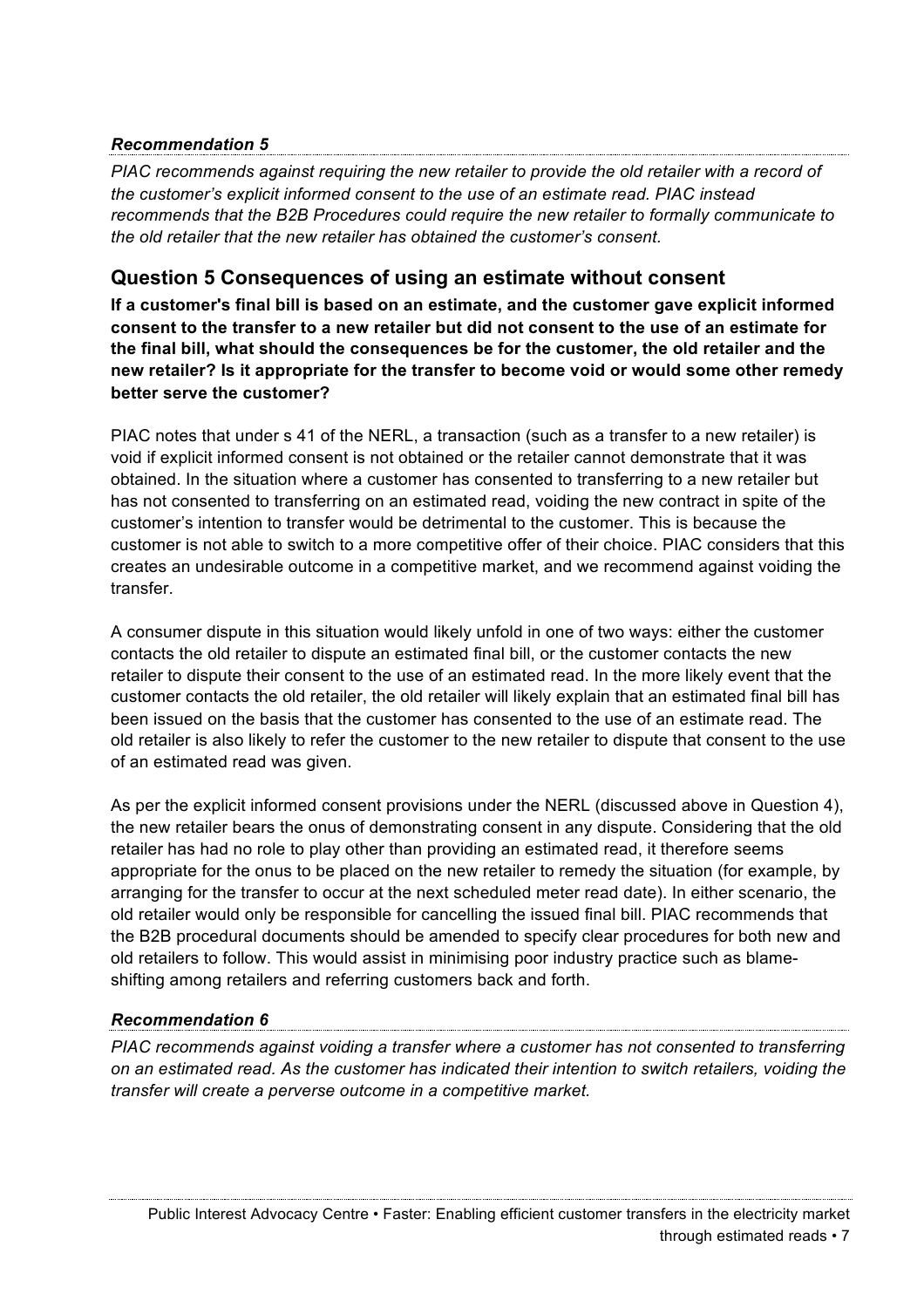***Recommendation 5***

*PIAC recommends against requiring the new retailer to provide the old retailer with a record of the customer's explicit informed consent to the use of an estimate read. PIAC instead recommends that the B2B Procedures could require the new retailer to formally communicate to the old retailer that the new retailer has obtained the customer's consent.*

## Question 5 Consequences of using an estimate without consent

**If a customer's final bill is based on an estimate, and the customer gave explicit informed consent to the transfer to a new retailer but did not consent to the use of an estimate for the final bill, what should the consequences be for the customer, the old retailer and the new retailer? Is it appropriate for the transfer to become void or would some other remedy better serve the customer?**

PIAC notes that under s 41 of the NERL, a transaction (such as a transfer to a new retailer) is void if explicit informed consent is not obtained or the retailer cannot demonstrate that it was obtained. In the situation where a customer has consented to transferring to a new retailer but has not consented to transferring on an estimated read, voiding the new contract in spite of the customer's intention to transfer would be detrimental to the customer. This is because the customer is not able to switch to a more competitive offer of their choice. PIAC considers that this creates an undesirable outcome in a competitive market, and we recommend against voiding the transfer.

A consumer dispute in this situation would likely unfold in one of two ways: either the customer contacts the old retailer to dispute an estimated final bill, or the customer contacts the new retailer to dispute their consent to the use of an estimated read. In the more likely event that the customer contacts the old retailer, the old retailer will likely explain that an estimated final bill has been issued on the basis that the customer has consented to the use of an estimate read. The old retailer is also likely to refer the customer to the new retailer to dispute that consent to the use of an estimated read was given.

As per the explicit informed consent provisions under the NERL (discussed above in Question 4), the new retailer bears the onus of demonstrating consent in any dispute. Considering that the old retailer has had no role to play other than providing an estimated read, it therefore seems appropriate for the onus to be placed on the new retailer to remedy the situation (for example, by arranging for the transfer to occur at the next scheduled meter read date). In either scenario, the old retailer would only be responsible for cancelling the issued final bill. PIAC recommends that the B2B procedural documents should be amended to specify clear procedures for both new and old retailers to follow. This would assist in minimising poor industry practice such as blame-shifting among retailers and referring customers back and forth.

***Recommendation 6***

*PIAC recommends against voiding a transfer where a customer has not consented to transferring on an estimated read. As the customer has indicated their intention to switch retailers, voiding the transfer will create a perverse outcome in a competitive market.*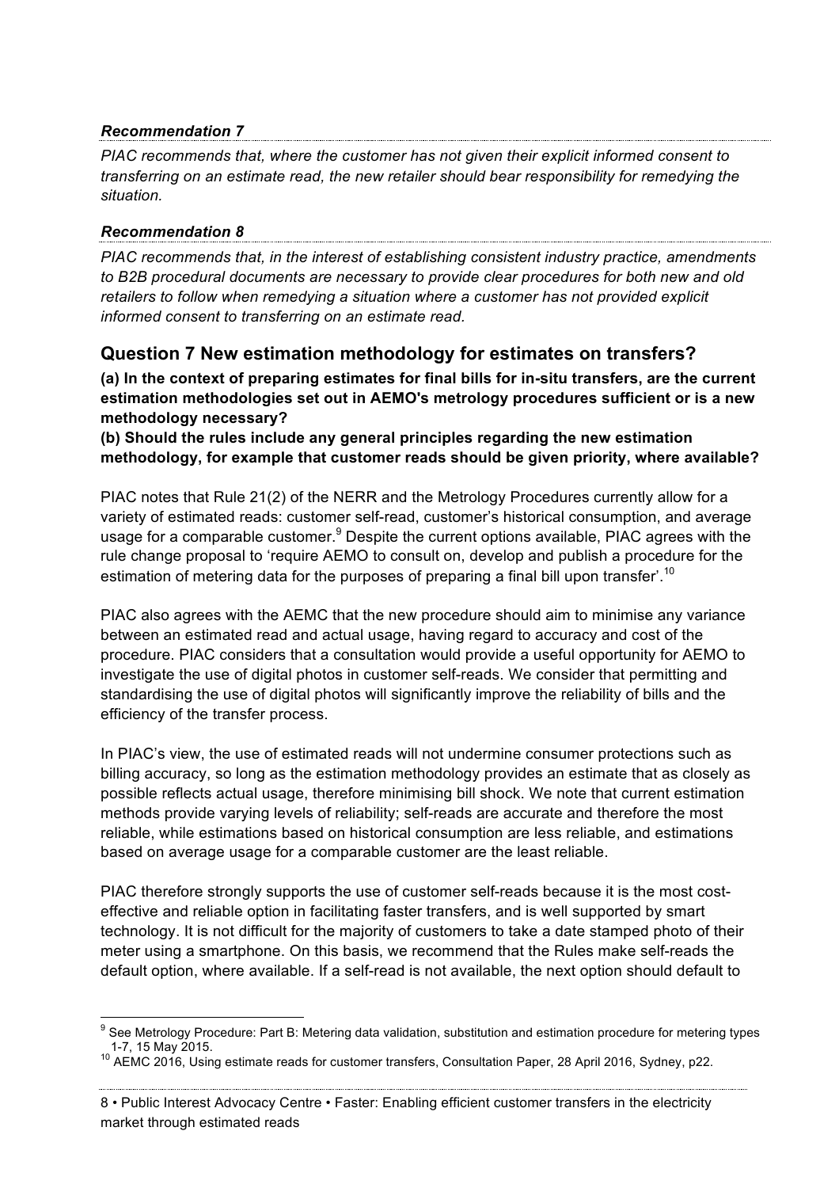***Recommendation 7***

*PIAC recommends that, where the customer has not given their explicit informed consent to transferring on an estimate read, the new retailer should bear responsibility for remedying the situation.*

***Recommendation 8***

*PIAC recommends that, in the interest of establishing consistent industry practice, amendments to B2B procedural documents are necessary to provide clear procedures for both new and old retailers to follow when remedying a situation where a customer has not provided explicit informed consent to transferring on an estimate read.*

## Question 7 New estimation methodology for estimates on transfers?

**(a) In the context of preparing estimates for final bills for in-situ transfers, are the current estimation methodologies set out in AEMO's metrology procedures sufficient or is a new methodology necessary?**

**(b) Should the rules include any general principles regarding the new estimation methodology, for example that customer reads should be given priority, where available?**

PIAC notes that Rule 21(2) of the NERR and the Metrology Procedures currently allow for a variety of estimated reads: customer self-read, customer's historical consumption, and average usage for a comparable customer.[9] Despite the current options available, PIAC agrees with the rule change proposal to 'require AEMO to consult on, develop and publish a procedure for the estimation of metering data for the purposes of preparing a final bill upon transfer'.[10]

PIAC also agrees with the AEMC that the new procedure should aim to minimise any variance between an estimated read and actual usage, having regard to accuracy and cost of the procedure. PIAC considers that a consultation would provide a useful opportunity for AEMO to investigate the use of digital photos in customer self-reads. We consider that permitting and standardising the use of digital photos will significantly improve the reliability of bills and the efficiency of the transfer process.

In PIAC's view, the use of estimated reads will not undermine consumer protections such as billing accuracy, so long as the estimation methodology provides an estimate that as closely as possible reflects actual usage, therefore minimising bill shock. We note that current estimation methods provide varying levels of reliability; self-reads are accurate and therefore the most reliable, while estimations based on historical consumption are less reliable, and estimations based on average usage for a comparable customer are the least reliable.

PIAC therefore strongly supports the use of customer self-reads because it is the most cost-effective and reliable option in facilitating faster transfers, and is well supported by smart technology. It is not difficult for the majority of customers to take a date stamped photo of their meter using a smartphone. On this basis, we recommend that the Rules make self-reads the default option, where available. If a self-read is not available, the next option should default to

---

[9] See Metrology Procedure: Part B: Metering data validation, substitution and estimation procedure for metering types 1-7, 15 May 2015.

[10] AEMC 2016, Using estimate reads for customer transfers, Consultation Paper, 28 April 2016, Sydney, p22.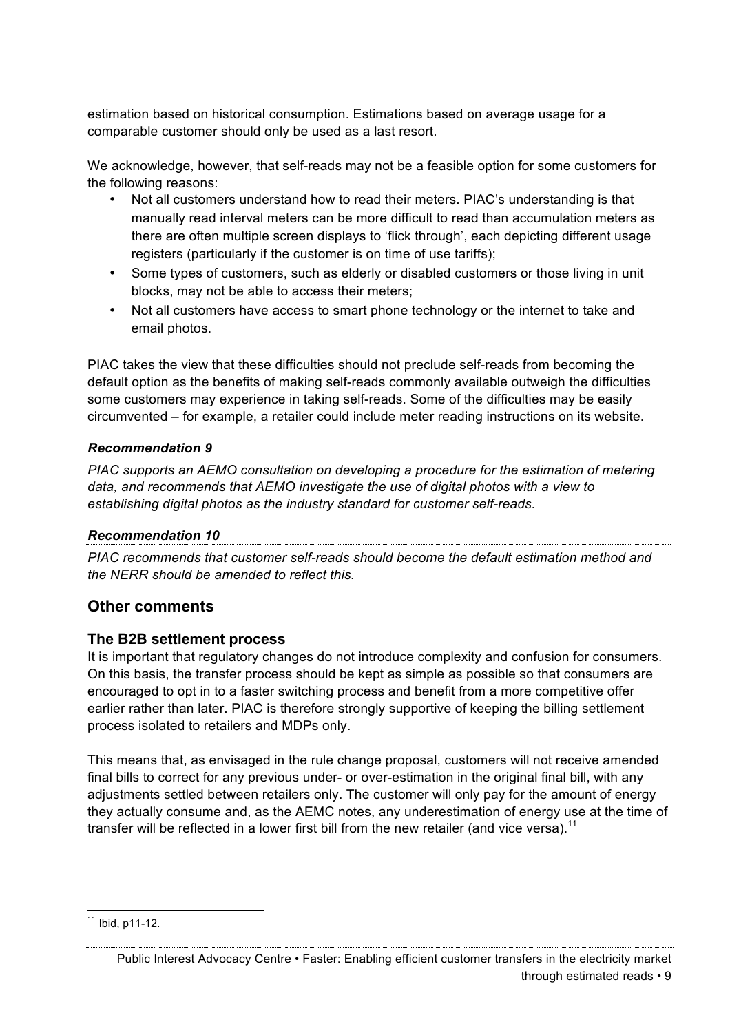estimation based on historical consumption. Estimations based on average usage for a comparable customer should only be used as a last resort.

We acknowledge, however, that self-reads may not be a feasible option for some customers for the following reasons:

- Not all customers understand how to read their meters. PIAC's understanding is that manually read interval meters can be more difficult to read than accumulation meters as there are often multiple screen displays to 'flick through', each depicting different usage registers (particularly if the customer is on time of use tariffs);
- Some types of customers, such as elderly or disabled customers or those living in unit blocks, may not be able to access their meters;
- Not all customers have access to smart phone technology or the internet to take and email photos.

PIAC takes the view that these difficulties should not preclude self-reads from becoming the default option as the benefits of making self-reads commonly available outweigh the difficulties some customers may experience in taking self-reads. Some of the difficulties may be easily circumvented – for example, a retailer could include meter reading instructions on its website.

***Recommendation 9***

*PIAC supports an AEMO consultation on developing a procedure for the estimation of metering data, and recommends that AEMO investigate the use of digital photos with a view to establishing digital photos as the industry standard for customer self-reads.*

***Recommendation 10***

*PIAC recommends that customer self-reads should become the default estimation method and the NERR should be amended to reflect this.*

## Other comments

### The B2B settlement process

It is important that regulatory changes do not introduce complexity and confusion for consumers. On this basis, the transfer process should be kept as simple as possible so that consumers are encouraged to opt in to a faster switching process and benefit from a more competitive offer earlier rather than later. PIAC is therefore strongly supportive of keeping the billing settlement process isolated to retailers and MDPs only.

This means that, as envisaged in the rule change proposal, customers will not receive amended final bills to correct for any previous under- or over-estimation in the original final bill, with any adjustments settled between retailers only. The customer will only pay for the amount of energy they actually consume and, as the AEMC notes, any underestimation of energy use at the time of transfer will be reflected in a lower first bill from the new retailer (and vice versa).[11]

[11] Ibid, p11-12.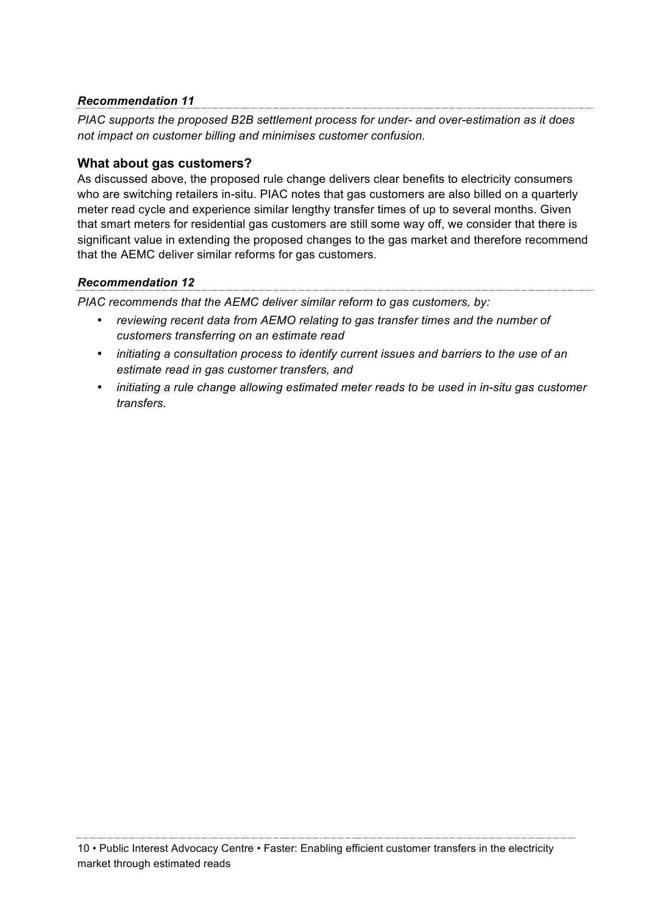***Recommendation 11***

*PIAC supports the proposed B2B settlement process for under- and over-estimation as it does not impact on customer billing and minimises customer confusion.*

### What about gas customers?

As discussed above, the proposed rule change delivers clear benefits to electricity consumers who are switching retailers in-situ. PIAC notes that gas customers are also billed on a quarterly meter read cycle and experience similar lengthy transfer times of up to several months. Given that smart meters for residential gas customers are still some way off, we consider that there is significant value in extending the proposed changes to the gas market and therefore recommend that the AEMC deliver similar reforms for gas customers.

***Recommendation 12***

*PIAC recommends that the AEMC deliver similar reform to gas customers, by:*

- *reviewing recent data from AEMO relating to gas transfer times and the number of customers transferring on an estimate read*
- *initiating a consultation process to identify current issues and barriers to the use of an estimate read in gas customer transfers, and*
- *initiating a rule change allowing estimated meter reads to be used in in-situ gas customer transfers.*